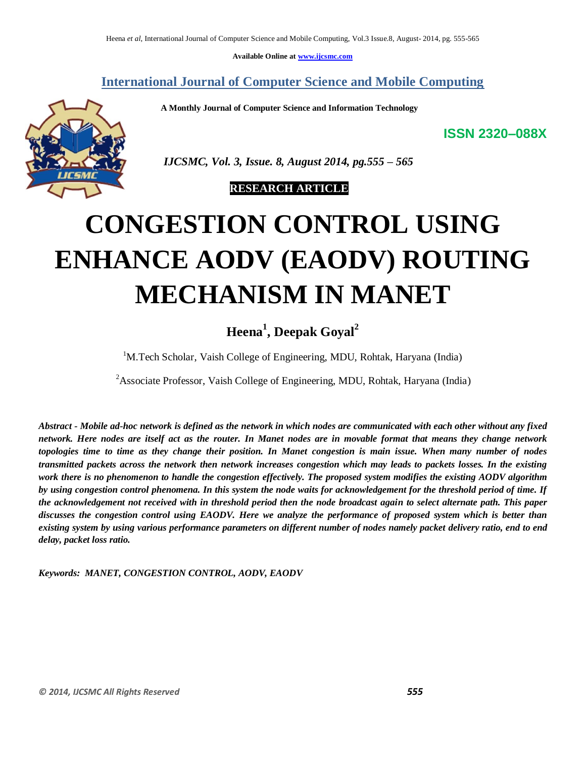Available Online at www.ijcsmc.com

## International Journal of Computer Science and Mobile Computing

**A Monthly Journal of Computer Science and Information Technology**

**ISSN 2320–088X**

***IJCSMC, Vol. 3, Issue. 8, August 2014, pg.555 – 565***

**RESEARCH ARTICLE**

# CONGESTION CONTROL USING ENHANCE AODV (EAODV) ROUTING MECHANISM IN MANET

**Heena[1], Deepak Goyal[2]**

[1]M.Tech Scholar, Vaish College of Engineering, MDU, Rohtak, Haryana (India)

[2]Associate Professor, Vaish College of Engineering, MDU, Rohtak, Haryana (India)

***Abstract - Mobile ad-hoc network is defined as the network in which nodes are communicated with each other without any fixed network. Here nodes are itself act as the router. In Manet nodes are in movable format that means they change network topologies time to time as they change their position. In Manet congestion is main issue. When many number of nodes transmitted packets across the network then network increases congestion which may leads to packets losses. In the existing work there is no phenomenon to handle the congestion effectively. The proposed system modifies the existing AODV algorithm by using congestion control phenomena. In this system the node waits for acknowledgement for the threshold period of time. If the acknowledgement not received with in threshold period then the node broadcast again to select alternate path. This paper discusses the congestion control using EAODV. Here we analyze the performance of proposed system which is better than existing system by using various performance parameters on different number of nodes namely packet delivery ratio, end to end delay, packet loss ratio.***

***Keywords: MANET, CONGESTION CONTROL, AODV, EAODV***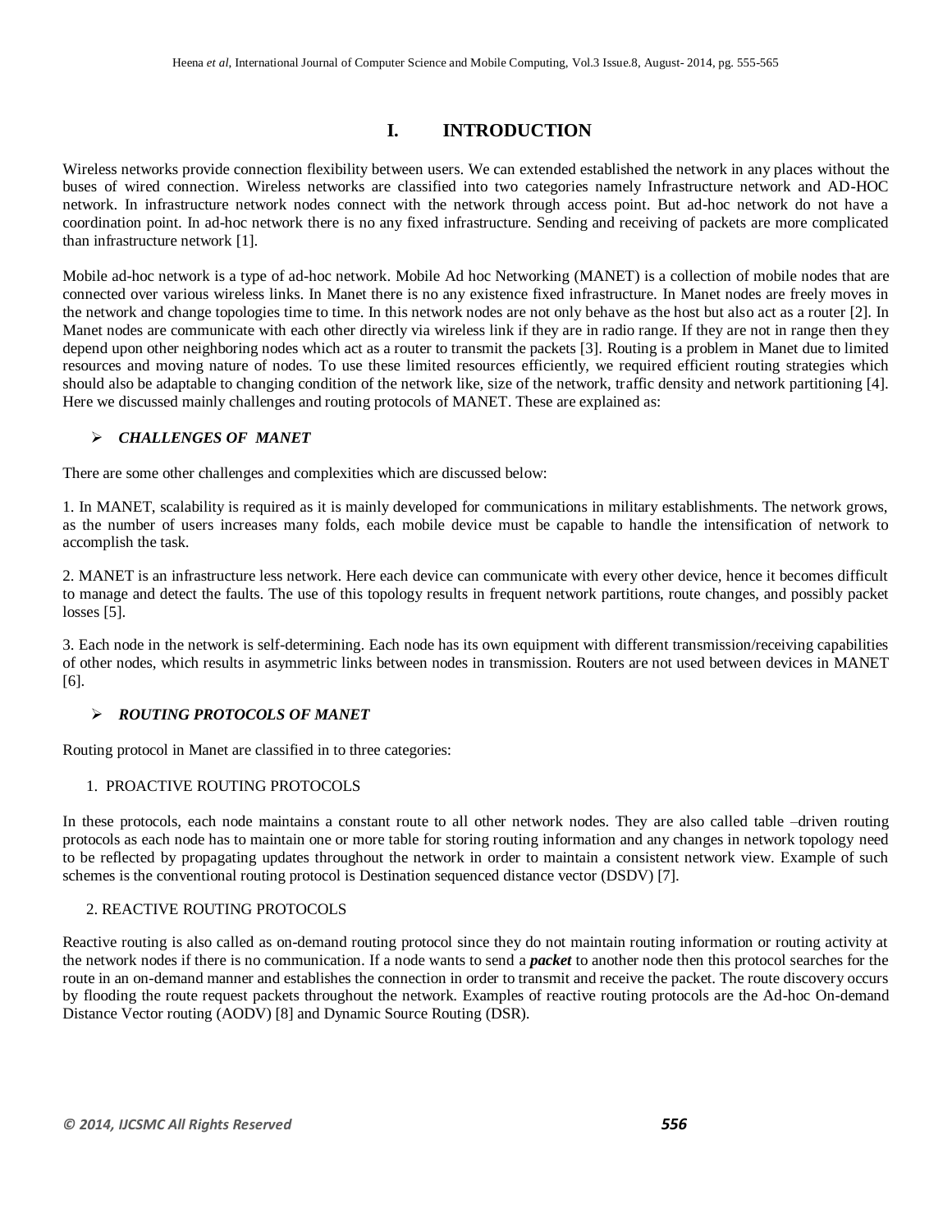# I. INTRODUCTION

Wireless networks provide connection flexibility between users. We can extended established the network in any places without the buses of wired connection. Wireless networks are classified into two categories namely Infrastructure network and AD-HOC network. In infrastructure network nodes connect with the network through access point. But ad-hoc network do not have a coordination point. In ad-hoc network there is no any fixed infrastructure. Sending and receiving of packets are more complicated than infrastructure network [1].

Mobile ad-hoc network is a type of ad-hoc network. Mobile Ad hoc Networking (MANET) is a collection of mobile nodes that are connected over various wireless links. In Manet there is no any existence fixed infrastructure. In Manet nodes are freely moves in the network and change topologies time to time. In this network nodes are not only behave as the host but also act as a router [2]. In Manet nodes are communicate with each other directly via wireless link if they are in radio range. If they are not in range then they depend upon other neighboring nodes which act as a router to transmit the packets [3]. Routing is a problem in Manet due to limited resources and moving nature of nodes. To use these limited resources efficiently, we required efficient routing strategies which should also be adaptable to changing condition of the network like, size of the network, traffic density and network partitioning [4]. Here we discussed mainly challenges and routing protocols of MANET. These are explained as:

- ***CHALLENGES OF MANET***

There are some other challenges and complexities which are discussed below:

1. In MANET, scalability is required as it is mainly developed for communications in military establishments. The network grows, as the number of users increases many folds, each mobile device must be capable to handle the intensification of network to accomplish the task.

2. MANET is an infrastructure less network. Here each device can communicate with every other device, hence it becomes difficult to manage and detect the faults. The use of this topology results in frequent network partitions, route changes, and possibly packet losses [5].

3. Each node in the network is self-determining. Each node has its own equipment with different transmission/receiving capabilities of other nodes, which results in asymmetric links between nodes in transmission. Routers are not used between devices in MANET [6].

- ***ROUTING PROTOCOLS OF MANET***

Routing protocol in Manet are classified in to three categories:

1. PROACTIVE ROUTING PROTOCOLS

In these protocols, each node maintains a constant route to all other network nodes. They are also called table –driven routing protocols as each node has to maintain one or more table for storing routing information and any changes in network topology need to be reflected by propagating updates throughout the network in order to maintain a consistent network view. Example of such schemes is the conventional routing protocol is Destination sequenced distance vector (DSDV) [7].

2. REACTIVE ROUTING PROTOCOLS

Reactive routing is also called as on-demand routing protocol since they do not maintain routing information or routing activity at the network nodes if there is no communication. If a node wants to send a ***packet*** to another node then this protocol searches for the route in an on-demand manner and establishes the connection in order to transmit and receive the packet. The route discovery occurs by flooding the route request packets throughout the network. Examples of reactive routing protocols are the Ad-hoc On-demand Distance Vector routing (AODV) [8] and Dynamic Source Routing (DSR).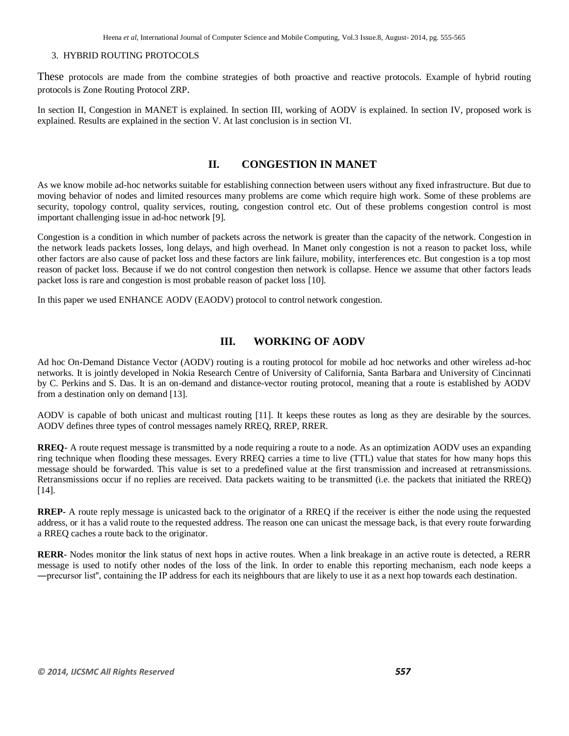3. HYBRID ROUTING PROTOCOLS

These protocols are made from the combine strategies of both proactive and reactive protocols. Example of hybrid routing protocols is Zone Routing Protocol ZRP.

In section II, Congestion in MANET is explained. In section III, working of AODV is explained. In section IV, proposed work is explained. Results are explained in the section V. At last conclusion is in section VI.

## II. CONGESTION IN MANET

As we know mobile ad-hoc networks suitable for establishing connection between users without any fixed infrastructure. But due to moving behavior of nodes and limited resources many problems are come which require high work. Some of these problems are security, topology control, quality services, routing, congestion control etc. Out of these problems congestion control is most important challenging issue in ad-hoc network [9].

Congestion is a condition in which number of packets across the network is greater than the capacity of the network. Congestion in the network leads packets losses, long delays, and high overhead. In Manet only congestion is not a reason to packet loss, while other factors are also cause of packet loss and these factors are link failure, mobility, interferences etc. But congestion is a top most reason of packet loss. Because if we do not control congestion then network is collapse. Hence we assume that other factors leads packet loss is rare and congestion is most probable reason of packet loss [10].

In this paper we used ENHANCE AODV (EAODV) protocol to control network congestion.

## III. WORKING OF AODV

Ad hoc On-Demand Distance Vector (AODV) routing is a routing protocol for mobile ad hoc networks and other wireless ad-hoc networks. It is jointly developed in Nokia Research Centre of University of California, Santa Barbara and University of Cincinnati by C. Perkins and S. Das. It is an on-demand and distance-vector routing protocol, meaning that a route is established by AODV from a destination only on demand [13].

AODV is capable of both unicast and multicast routing [11]. It keeps these routes as long as they are desirable by the sources. AODV defines three types of control messages namely RREQ, RREP, RRER.

**RREQ-** A route request message is transmitted by a node requiring a route to a node. As an optimization AODV uses an expanding ring technique when flooding these messages. Every RREQ carries a time to live (TTL) value that states for how many hops this message should be forwarded. This value is set to a predefined value at the first transmission and increased at retransmissions. Retransmissions occur if no replies are received. Data packets waiting to be transmitted (i.e. the packets that initiated the RREQ) [14].

**RREP-** A route reply message is unicasted back to the originator of a RREQ if the receiver is either the node using the requested address, or it has a valid route to the requested address. The reason one can unicast the message back, is that every route forwarding a RREQ caches a route back to the originator.

**RERR-** Nodes monitor the link status of next hops in active routes. When a link breakage in an active route is detected, a RERR message is used to notify other nodes of the loss of the link. In order to enable this reporting mechanism, each node keeps a ―precursor list", containing the IP address for each its neighbours that are likely to use it as a next hop towards each destination.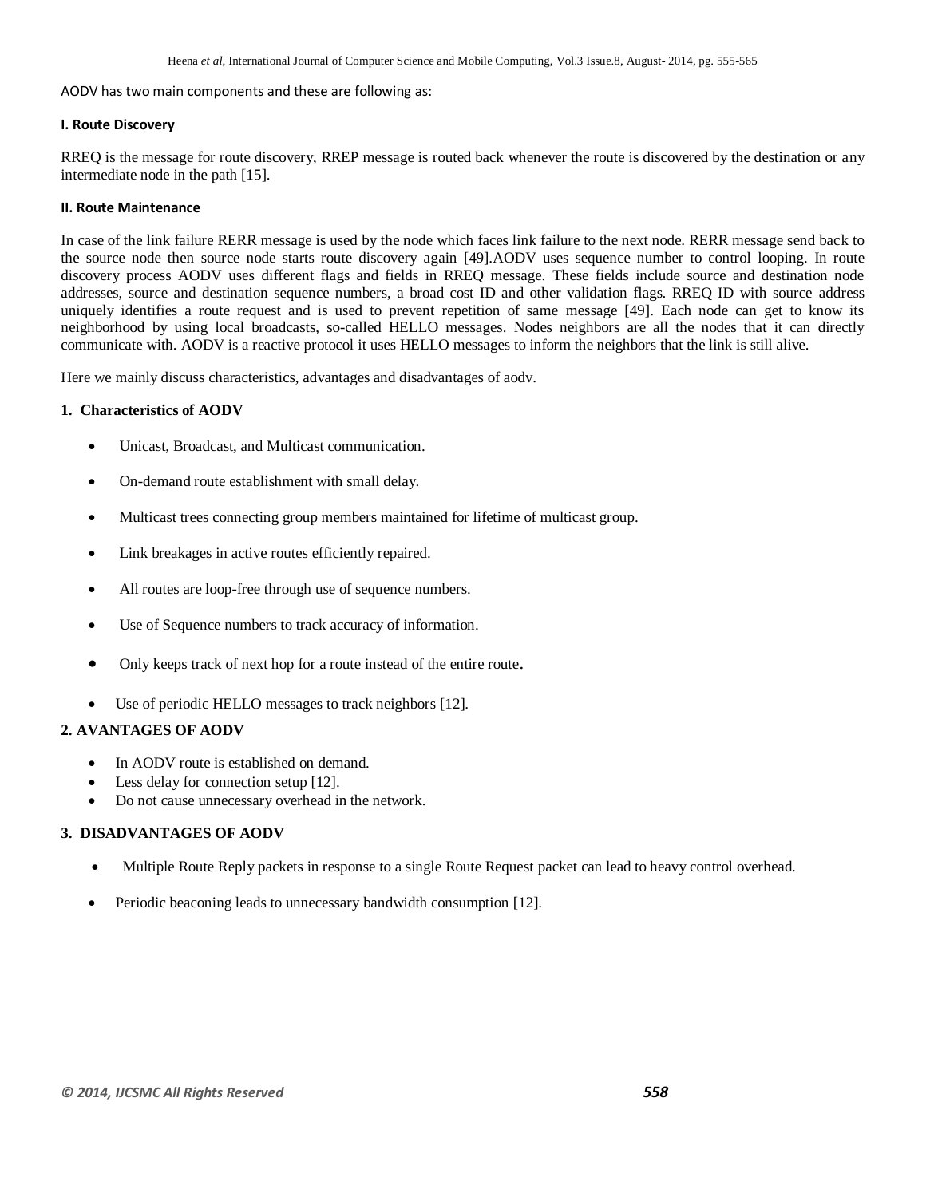AODV has two main components and these are following as:

### I. Route Discovery

RREQ is the message for route discovery, RREP message is routed back whenever the route is discovered by the destination or any intermediate node in the path [15].

### II. Route Maintenance

In case of the link failure RERR message is used by the node which faces link failure to the next node. RERR message send back to the source node then source node starts route discovery again [49].AODV uses sequence number to control looping. In route discovery process AODV uses different flags and fields in RREQ message. These fields include source and destination node addresses, source and destination sequence numbers, a broad cost ID and other validation flags. RREQ ID with source address uniquely identifies a route request and is used to prevent repetition of same message [49]. Each node can get to know its neighborhood by using local broadcasts, so-called HELLO messages. Nodes neighbors are all the nodes that it can directly communicate with. AODV is a reactive protocol it uses HELLO messages to inform the neighbors that the link is still alive.

Here we mainly discuss characteristics, advantages and disadvantages of aodv.

### 1. Characteristics of AODV

- Unicast, Broadcast, and Multicast communication.
- On-demand route establishment with small delay.
- Multicast trees connecting group members maintained for lifetime of multicast group.
- Link breakages in active routes efficiently repaired.
- All routes are loop-free through use of sequence numbers.
- Use of Sequence numbers to track accuracy of information.
- Only keeps track of next hop for a route instead of the entire route.
- Use of periodic HELLO messages to track neighbors [12].

### 2. AVANTAGES OF AODV

- In AODV route is established on demand.
- Less delay for connection setup [12].
- Do not cause unnecessary overhead in the network.

### 3. DISADVANTAGES OF AODV

- Multiple Route Reply packets in response to a single Route Request packet can lead to heavy control overhead.
- Periodic beaconing leads to unnecessary bandwidth consumption [12].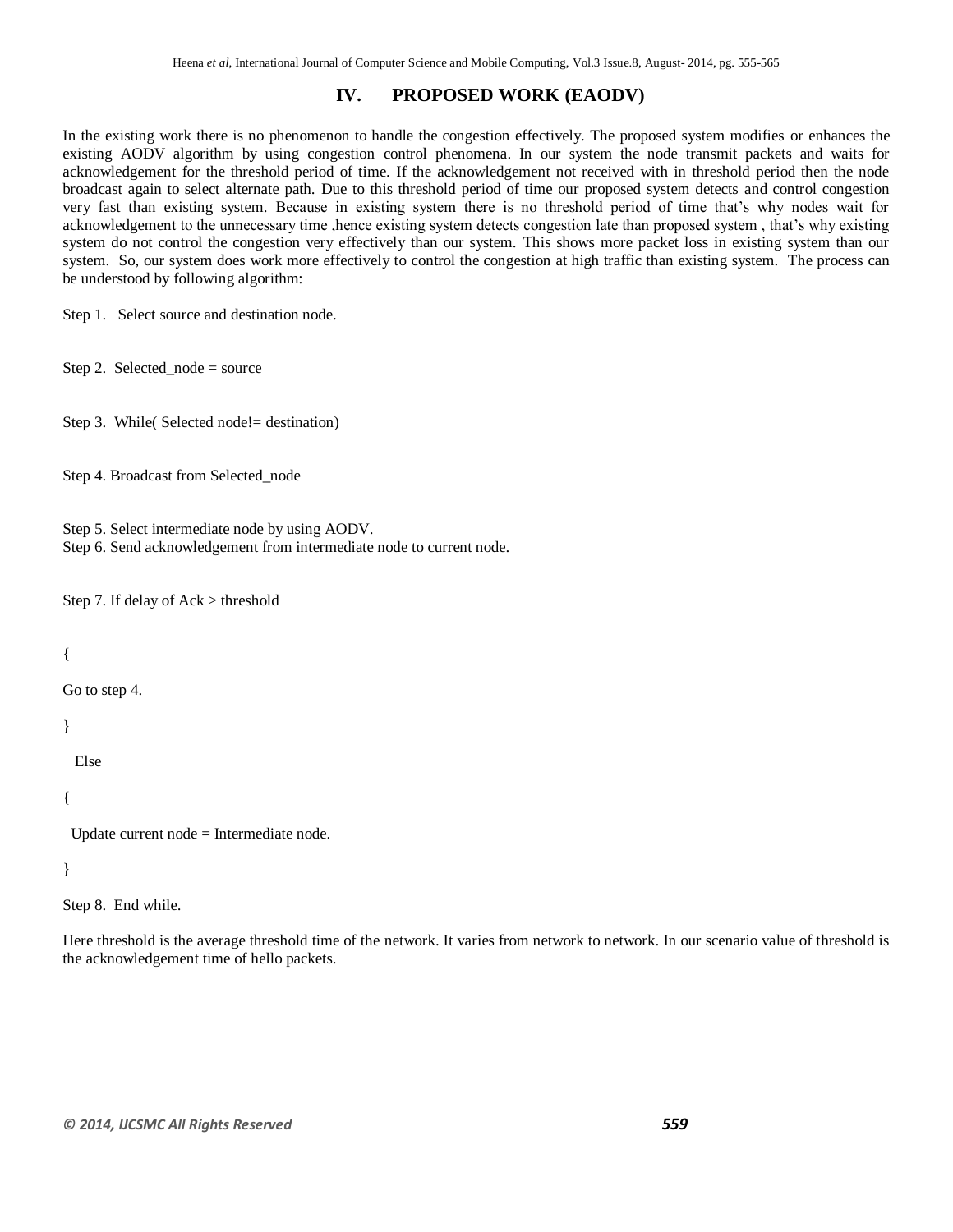## IV. PROPOSED WORK (EAODV)

In the existing work there is no phenomenon to handle the congestion effectively. The proposed system modifies or enhances the existing AODV algorithm by using congestion control phenomena. In our system the node transmit packets and waits for acknowledgement for the threshold period of time. If the acknowledgement not received with in threshold period then the node broadcast again to select alternate path. Due to this threshold period of time our proposed system detects and control congestion very fast than existing system. Because in existing system there is no threshold period of time that's why nodes wait for acknowledgement to the unnecessary time ,hence existing system detects congestion late than proposed system , that's why existing system do not control the congestion very effectively than our system. This shows more packet loss in existing system than our system. So, our system does work more effectively to control the congestion at high traffic than existing system. The process can be understood by following algorithm:

Step 1. Select source and destination node.

Step 2. Selected_node = source

Step 3. While( Selected node!= destination)

Step 4. Broadcast from Selected_node

Step 5. Select intermediate node by using AODV.
Step 6. Send acknowledgement from intermediate node to current node.

Step 7. If delay of Ack > threshold

{

Go to step 4.

}

Else

{

Update current node = Intermediate node.

}

Step 8. End while.

Here threshold is the average threshold time of the network. It varies from network to network. In our scenario value of threshold is the acknowledgement time of hello packets.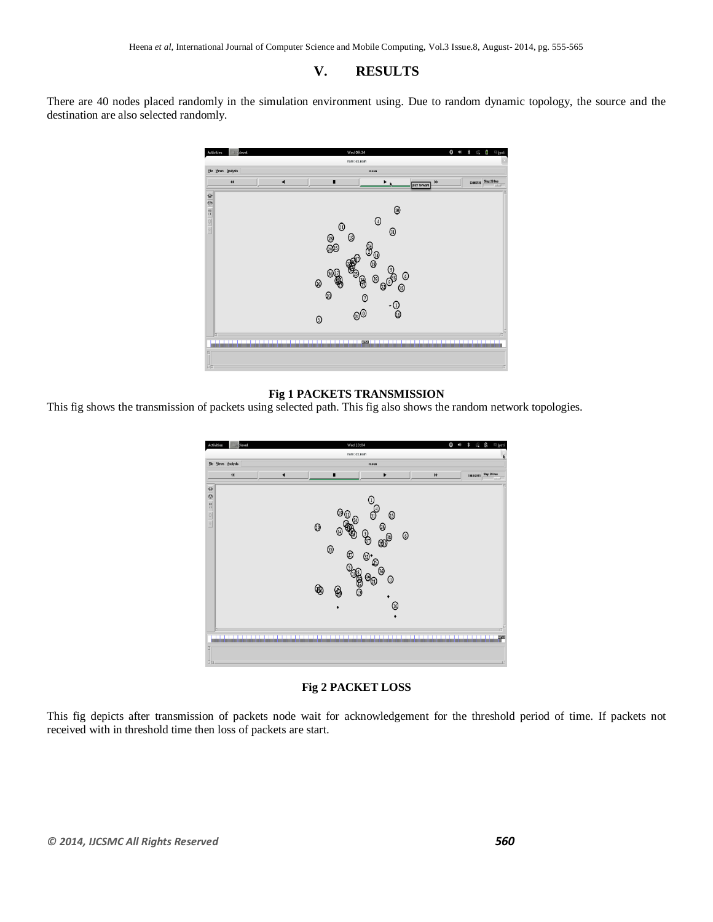## V. RESULTS

There are 40 nodes placed randomly in the simulation environment using. Due to random dynamic topology, the source and the destination are also selected randomly.

**Fig 1 PACKETS TRANSMISSION**

This fig shows the transmission of packets using selected path. This fig also shows the random network topologies.

**Fig 2 PACKET LOSS**

This fig depicts after transmission of packets node wait for acknowledgement for the threshold period of time. If packets not received with in threshold time then loss of packets are start.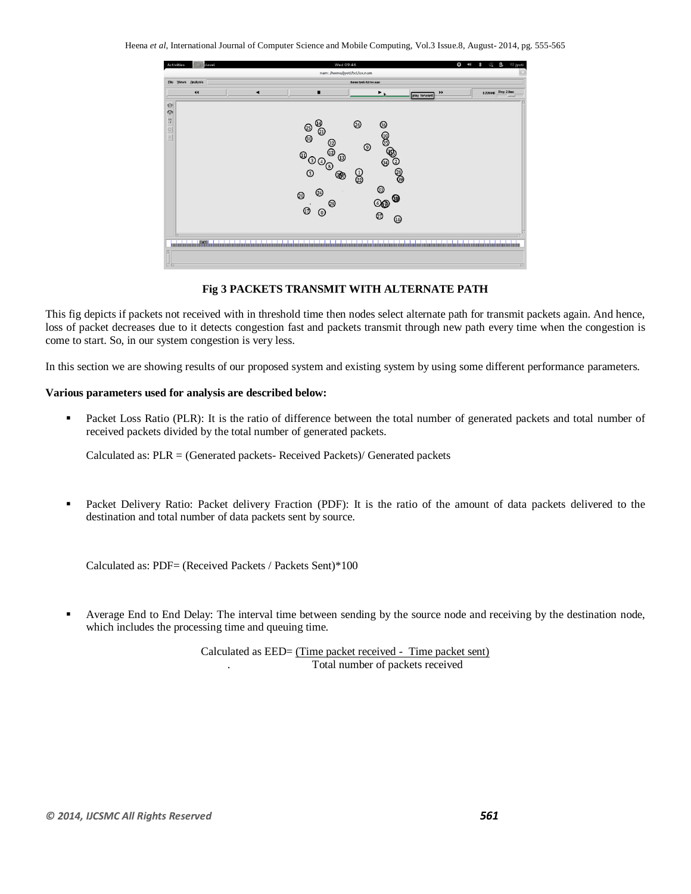**Fig 3 PACKETS TRANSMIT WITH ALTERNATE PATH**

This fig depicts if packets not received with in threshold time then nodes select alternate path for transmit packets again. And hence, loss of packet decreases due to it detects congestion fast and packets transmit through new path every time when the congestion is come to start. So, in our system congestion is very less.

In this section we are showing results of our proposed system and existing system by using some different performance parameters.

**Various parameters used for analysis are described below:**

- Packet Loss Ratio (PLR): It is the ratio of difference between the total number of generated packets and total number of received packets divided by the total number of generated packets.

  Calculated as: PLR = (Generated packets- Received Packets)/ Generated packets

- Packet Delivery Ratio: Packet delivery Fraction (PDF): It is the ratio of the amount of data packets delivered to the destination and total number of data packets sent by source.

  Calculated as: PDF= (Received Packets / Packets Sent)*100

- Average End to End Delay: The interval time between sending by the source node and receiving by the destination node, which includes the processing time and queuing time.

$$\text{Calculated as EED} = \frac{\text{(Time packet received - Time packet sent)}}{\text{Total number of packets received}}$$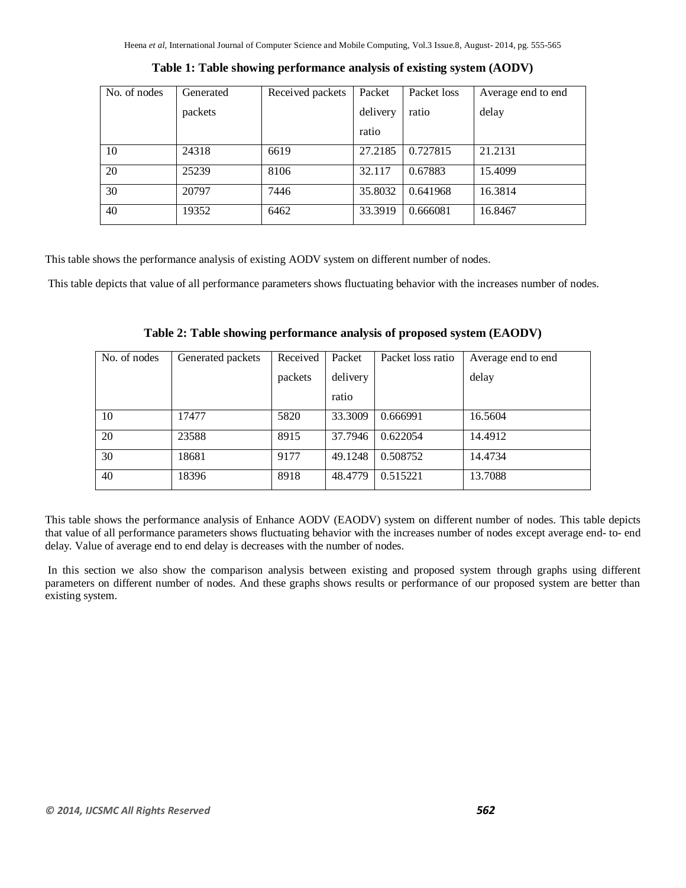**Table 1: Table showing performance analysis of existing system (AODV)**

| No. of nodes | Generated packets | Received packets | Packet delivery ratio | Packet loss ratio | Average end to end delay |
|---|---|---|---|---|---|
| 10 | 24318 | 6619 | 27.2185 | 0.727815 | 21.2131 |
| 20 | 25239 | 8106 | 32.117 | 0.67883 | 15.4099 |
| 30 | 20797 | 7446 | 35.8032 | 0.641968 | 16.3814 |
| 40 | 19352 | 6462 | 33.3919 | 0.666081 | 16.8467 |

This table shows the performance analysis of existing AODV system on different number of nodes.

This table depicts that value of all performance parameters shows fluctuating behavior with the increases number of nodes.

**Table 2: Table showing performance analysis of proposed system (EAODV)**

| No. of nodes | Generated packets | Received packets | Packet delivery ratio | Packet loss ratio | Average end to end delay |
|---|---|---|---|---|---|
| 10 | 17477 | 5820 | 33.3009 | 0.666991 | 16.5604 |
| 20 | 23588 | 8915 | 37.7946 | 0.622054 | 14.4912 |
| 30 | 18681 | 9177 | 49.1248 | 0.508752 | 14.4734 |
| 40 | 18396 | 8918 | 48.4779 | 0.515221 | 13.7088 |

This table shows the performance analysis of Enhance AODV (EAODV) system on different number of nodes. This table depicts that value of all performance parameters shows fluctuating behavior with the increases number of nodes except average end- to- end delay. Value of average end to end delay is decreases with the number of nodes.

In this section we also show the comparison analysis between existing and proposed system through graphs using different parameters on different number of nodes. And these graphs shows results or performance of our proposed system are better than existing system.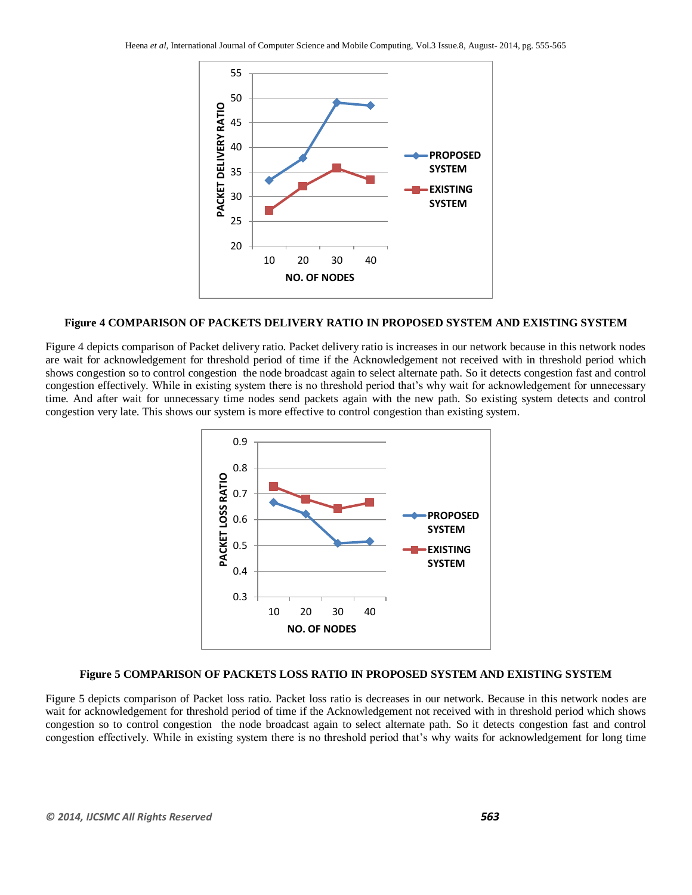**Figure 4 COMPARISON OF PACKETS DELIVERY RATIO IN PROPOSED SYSTEM AND EXISTING SYSTEM**

Figure 4 depicts comparison of Packet delivery ratio. Packet delivery ratio is increases in our network because in this network nodes are wait for acknowledgement for threshold period of time if the Acknowledgement not received with in threshold period which shows congestion so to control congestion the node broadcast again to select alternate path. So it detects congestion fast and control congestion effectively. While in existing system there is no threshold period that's why wait for acknowledgement for unnecessary time. And after wait for unnecessary time nodes send packets again with the new path. So existing system detects and control congestion very late. This shows our system is more effective to control congestion than existing system.

**Figure 5 COMPARISON OF PACKETS LOSS RATIO IN PROPOSED SYSTEM AND EXISTING SYSTEM**

Figure 5 depicts comparison of Packet loss ratio. Packet loss ratio is decreases in our network. Because in this network nodes are wait for acknowledgement for threshold period of time if the Acknowledgement not received with in threshold period which shows congestion so to control congestion the node broadcast again to select alternate path. So it detects congestion fast and control congestion effectively. While in existing system there is no threshold period that's why waits for acknowledgement for long time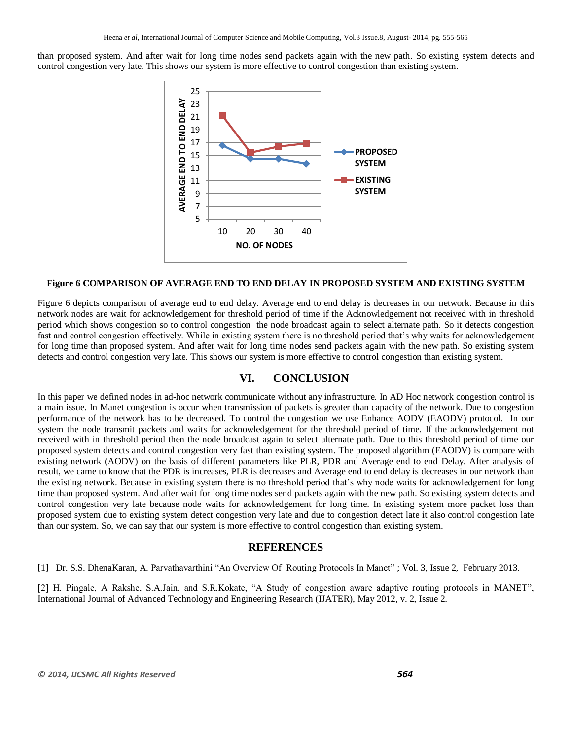than proposed system. And after wait for long time nodes send packets again with the new path. So existing system detects and control congestion very late. This shows our system is more effective to control congestion than existing system.

AVERAGE END TO END DELAY

25
23
21
19
17
15
13
11
9
7
5

10 20 30 40

NO. OF NODES

PROPOSED SYSTEM

EXISTING SYSTEM

**Figure 6 COMPARISON OF AVERAGE END TO END DELAY IN PROPOSED SYSTEM AND EXISTING SYSTEM**

Figure 6 depicts comparison of average end to end delay. Average end to end delay is decreases in our network. Because in this network nodes are wait for acknowledgement for threshold period of time if the Acknowledgement not received with in threshold period which shows congestion so to control congestion the node broadcast again to select alternate path. So it detects congestion fast and control congestion effectively. While in existing system there is no threshold period that's why waits for acknowledgement for long time than proposed system. And after wait for long time nodes send packets again with the new path. So existing system detects and control congestion very late. This shows our system is more effective to control congestion than existing system.

## VI. CONCLUSION

In this paper we defined nodes in ad-hoc network communicate without any infrastructure. In AD Hoc network congestion control is a main issue. In Manet congestion is occur when transmission of packets is greater than capacity of the network. Due to congestion performance of the network has to be decreased. To control the congestion we use Enhance AODV (EAODV) protocol. In our system the node transmit packets and waits for acknowledgement for the threshold period of time. If the acknowledgement not received with in threshold period then the node broadcast again to select alternate path. Due to this threshold period of time our proposed system detects and control congestion very fast than existing system. The proposed algorithm (EAODV) is compare with existing network (AODV) on the basis of different parameters like PLR, PDR and Average end to end Delay. After analysis of result, we came to know that the PDR is increases, PLR is decreases and Average end to end delay is decreases in our network than the existing network. Because in existing system there is no threshold period that's why node waits for acknowledgement for long time than proposed system. And after wait for long time nodes send packets again with the new path. So existing system detects and control congestion very late because node waits for acknowledgement for long time. In existing system more packet loss than proposed system due to existing system detect congestion very late and due to congestion detect late it also control congestion late than our system. So, we can say that our system is more effective to control congestion than existing system.

## REFERENCES

[1] Dr. S.S. DhenaKaran, A. Parvathavarthini "An Overview Of Routing Protocols In Manet" ; Vol. 3, Issue 2, February 2013.

[2] H. Pingale, A Rakshe, S.A.Jain, and S.R.Kokate, "A Study of congestion aware adaptive routing protocols in MANET", International Journal of Advanced Technology and Engineering Research (IJATER), May 2012, v. 2, Issue 2.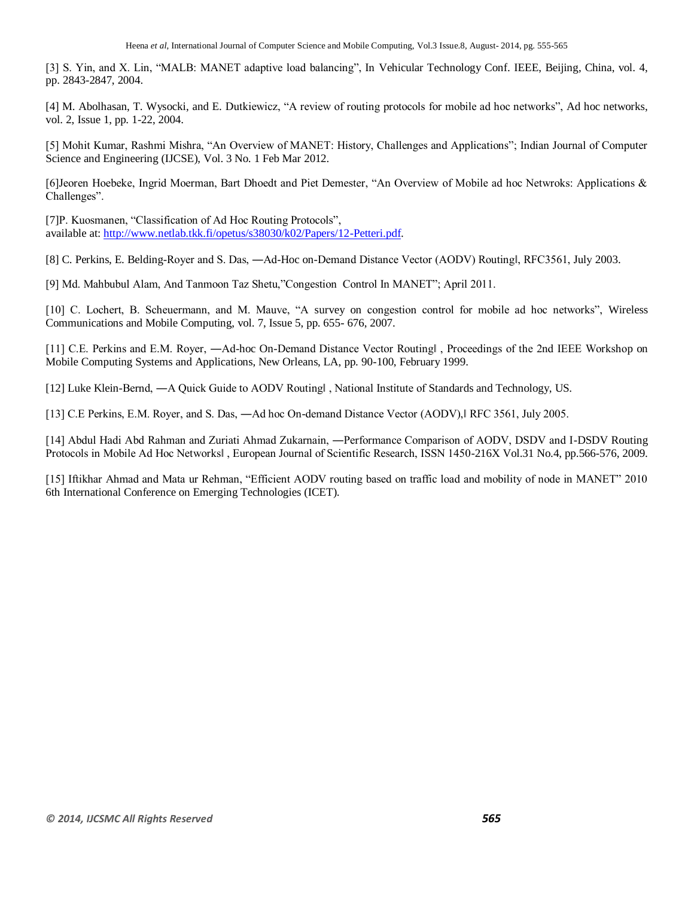[3] S. Yin, and X. Lin, “MALB: MANET adaptive load balancing”, In Vehicular Technology Conf. IEEE, Beijing, China, vol. 4, pp. 2843-2847, 2004.

[4] M. Abolhasan, T. Wysocki, and E. Dutkiewicz, “A review of routing protocols for mobile ad hoc networks”, Ad hoc networks, vol. 2, Issue 1, pp. 1-22, 2004.

[5] Mohit Kumar, Rashmi Mishra, “An Overview of MANET: History, Challenges and Applications”; Indian Journal of Computer Science and Engineering (IJCSE), Vol. 3 No. 1 Feb Mar 2012.

[6]Jeoren Hoebeke, Ingrid Moerman, Bart Dhoedt and Piet Demester, “An Overview of Mobile ad hoc Netwroks: Applications & Challenges”.

[7]P. Kuosmanen, “Classification of Ad Hoc Routing Protocols”,
available at: http://www.netlab.tkk.fi/opetus/s38030/k02/Papers/12-Petteri.pdf.

[8] C. Perkins, E. Belding-Royer and S. Das, ―Ad-Hoc on-Demand Distance Vector (AODV) Routing‖, RFC3561, July 2003.

[9] Md. Mahbubul Alam, And Tanmoon Taz Shetu,”Congestion Control In MANET”; April 2011.

[10] C. Lochert, B. Scheuermann, and M. Mauve, “A survey on congestion control for mobile ad hoc networks”, Wireless Communications and Mobile Computing, vol. 7, Issue 5, pp. 655- 676, 2007.

[11] C.E. Perkins and E.M. Royer, ―Ad-hoc On-Demand Distance Vector Routing‖ , Proceedings of the 2nd IEEE Workshop on Mobile Computing Systems and Applications, New Orleans, LA, pp. 90-100, February 1999.

[12] Luke Klein-Bernd, ―A Quick Guide to AODV Routing‖ , National Institute of Standards and Technology, US.

[13] C.E Perkins, E.M. Royer, and S. Das, ―Ad hoc On-demand Distance Vector (AODV),‖ RFC 3561, July 2005.

[14] Abdul Hadi Abd Rahman and Zuriati Ahmad Zukarnain, ―Performance Comparison of AODV, DSDV and I-DSDV Routing Protocols in Mobile Ad Hoc Networks‖ , European Journal of Scientific Research, ISSN 1450-216X Vol.31 No.4, pp.566-576, 2009.

[15] Iftikhar Ahmad and Mata ur Rehman, “Efficient AODV routing based on traffic load and mobility of node in MANET” 2010 6th International Conference on Emerging Technologies (ICET).